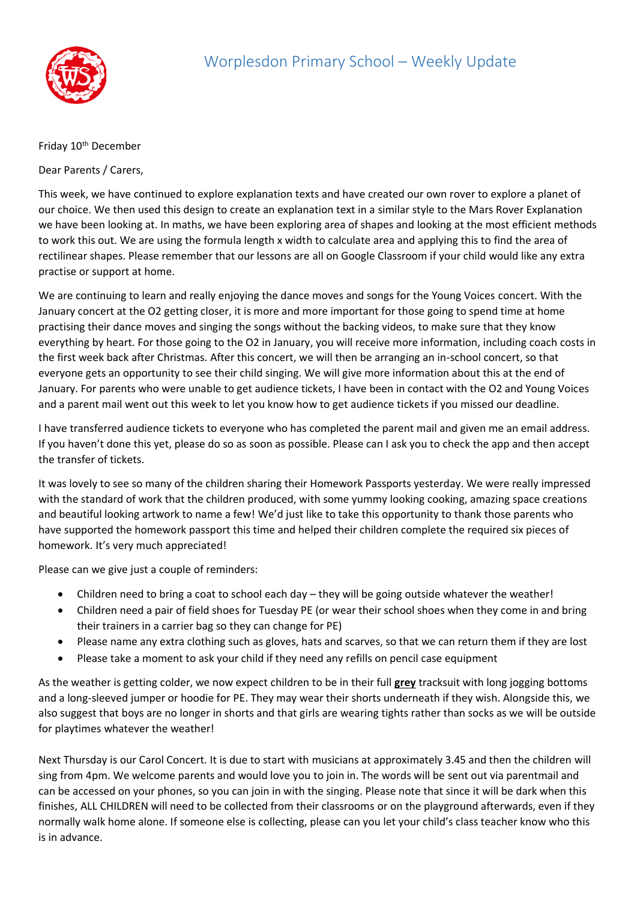# Worplesdon Primary School – Weekly Update

Friday 10th December

Dear Parents / Carers,

This week, we have continued to explore explanation texts and have created our own rover to explore a planet of our choice. We then used this design to create an explanation text in a similar style to the Mars Rover Explanation we have been looking at. In maths, we have been exploring area of shapes and looking at the most efficient methods to work this out. We are using the formula length x width to calculate area and applying this to find the area of rectilinear shapes. Please remember that our lessons are all on Google Classroom if your child would like any extra practise or support at home.

We are continuing to learn and really enjoying the dance moves and songs for the Young Voices concert. With the January concert at the O2 getting closer, it is more and more important for those going to spend time at home practising their dance moves and singing the songs without the backing videos, to make sure that they know everything by heart. For those going to the O2 in January, you will receive more information, including coach costs in the first week back after Christmas. After this concert, we will then be arranging an in-school concert, so that everyone gets an opportunity to see their child singing. We will give more information about this at the end of January. For parents who were unable to get audience tickets, I have been in contact with the O2 and Young Voices and a parent mail went out this week to let you know how to get audience tickets if you missed our deadline.

I have transferred audience tickets to everyone who has completed the parent mail and given me an email address. If you haven't done this yet, please do so as soon as possible. Please can I ask you to check the app and then accept the transfer of tickets.

It was lovely to see so many of the children sharing their Homework Passports yesterday. We were really impressed with the standard of work that the children produced, with some yummy looking cooking, amazing space creations and beautiful looking artwork to name a few! We'd just like to take this opportunity to thank those parents who have supported the homework passport this time and helped their children complete the required six pieces of homework. It's very much appreciated!

Please can we give just a couple of reminders:

- Children need to bring a coat to school each day – they will be going outside whatever the weather!
- Children need a pair of field shoes for Tuesday PE (or wear their school shoes when they come in and bring their trainers in a carrier bag so they can change for PE)
- Please name any extra clothing such as gloves, hats and scarves, so that we can return them if they are lost
- Please take a moment to ask your child if they need any refills on pencil case equipment

As the weather is getting colder, we now expect children to be in their full **grey** tracksuit with long jogging bottoms and a long-sleeved jumper or hoodie for PE. They may wear their shorts underneath if they wish. Alongside this, we also suggest that boys are no longer in shorts and that girls are wearing tights rather than socks as we will be outside for playtimes whatever the weather!

Next Thursday is our Carol Concert. It is due to start with musicians at approximately 3.45 and then the children will sing from 4pm. We welcome parents and would love you to join in. The words will be sent out via parentmail and can be accessed on your phones, so you can join in with the singing. Please note that since it will be dark when this finishes, ALL CHILDREN will need to be collected from their classrooms or on the playground afterwards, even if they normally walk home alone. If someone else is collecting, please can you let your child's class teacher know who this is in advance.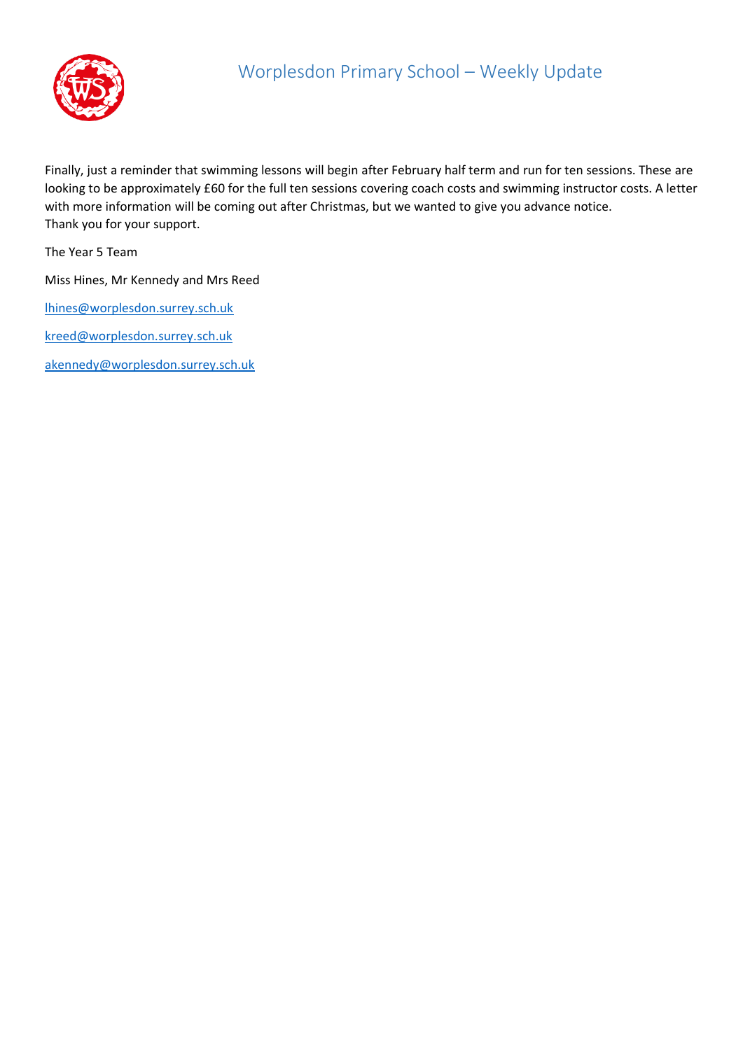Finally, just a reminder that swimming lessons will begin after February half term and run for ten sessions. These are looking to be approximately £60 for the full ten sessions covering coach costs and swimming instructor costs. A letter with more information will be coming out after Christmas, but we wanted to give you advance notice.
Thank you for your support.

The Year 5 Team

Miss Hines, Mr Kennedy and Mrs Reed

lhines@worplesdon.surrey.sch.uk

kreed@worplesdon.surrey.sch.uk

akennedy@worplesdon.surrey.sch.uk